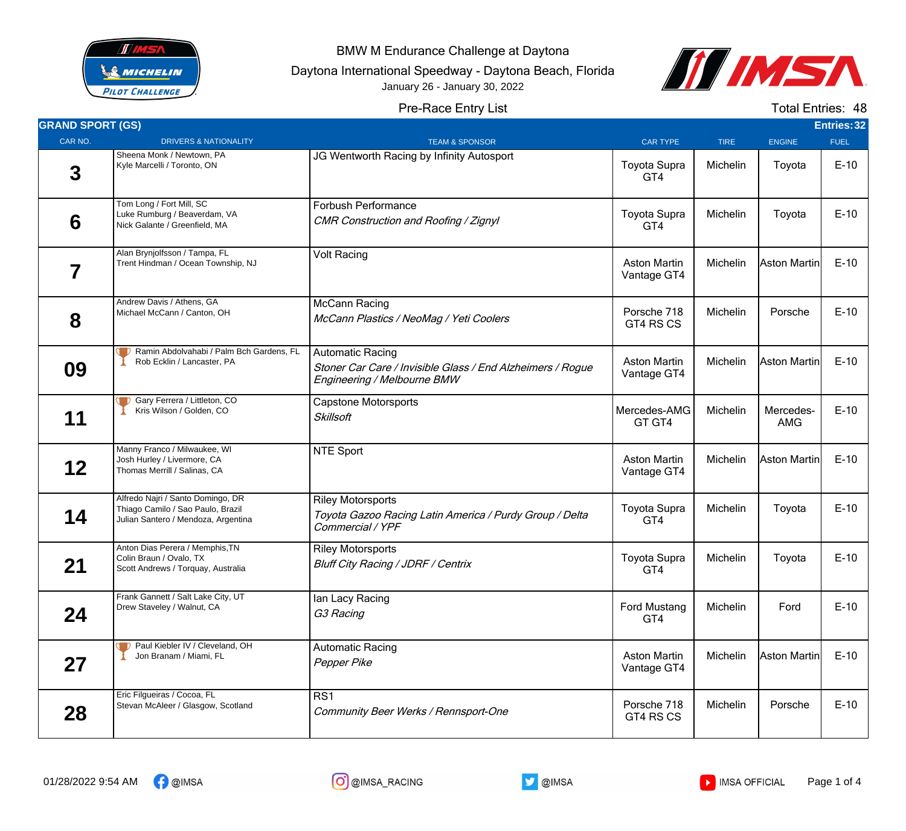# BMW M Endurance Challenge at Daytona

Daytona International Speedway - Daytona Beach, Florida

January 26 - January 30, 2022

## Pre-Race Entry List

Total Entries: 48

### GRAND SPORT (GS)

Entries: 32

| CAR NO. | DRIVERS & NATIONALITY | TEAM & SPONSOR | CAR TYPE | TIRE | ENGINE | FUEL |
|---|---|---|---|---|---|---|
| 3 | Sheena Monk / Newtown, PA<br>Kyle Marcelli / Toronto, ON | JG Wentworth Racing by Infinity Autosport | Toyota Supra GT4 | Michelin | Toyota | E-10 |
| 6 | Tom Long / Fort Mill, SC<br>Luke Rumburg / Beaverdam, VA<br>Nick Galante / Greenfield, MA | Forbush Performance<br>*CMR Construction and Roofing / Zignyl* | Toyota Supra GT4 | Michelin | Toyota | E-10 |
| 7 | Alan Brynjolfsson / Tampa, FL<br>Trent Hindman / Ocean Township, NJ | Volt Racing | Aston Martin Vantage GT4 | Michelin | Aston Martin | E-10 |
| 8 | Andrew Davis / Athens, GA<br>Michael McCann / Canton, OH | McCann Racing<br>*McCann Plastics / NeoMag / Yeti Coolers* | Porsche 718 GT4 RS CS | Michelin | Porsche | E-10 |
| 09 | Ramin Abdolvahabi / Palm Bch Gardens, FL<br>Rob Ecklin / Lancaster, PA | Automatic Racing<br>*Stoner Car Care / Invisible Glass / End Alzheimers / Rogue Engineering / Melbourne BMW* | Aston Martin Vantage GT4 | Michelin | Aston Martin | E-10 |
| 11 | Gary Ferrera / Littleton, CO<br>Kris Wilson / Golden, CO | Capstone Motorsports<br>*Skillsoft* | Mercedes-AMG GT GT4 | Michelin | Mercedes-AMG | E-10 |
| 12 | Manny Franco / Milwaukee, WI<br>Josh Hurley / Livermore, CA<br>Thomas Merrill / Salinas, CA | NTE Sport | Aston Martin Vantage GT4 | Michelin | Aston Martin | E-10 |
| 14 | Alfredo Najri / Santo Domingo, DR<br>Thiago Camilo / Sao Paulo, Brazil<br>Julian Santero / Mendoza, Argentina | Riley Motorsports<br>*Toyota Gazoo Racing Latin America / Purdy Group / Delta Commercial / YPF* | Toyota Supra GT4 | Michelin | Toyota | E-10 |
| 21 | Anton Dias Perera / Memphis,TN<br>Colin Braun / Ovalo, TX<br>Scott Andrews / Torquay, Australia | Riley Motorsports<br>*Bluff City Racing / JDRF / Centrix* | Toyota Supra GT4 | Michelin | Toyota | E-10 |
| 24 | Frank Gannett / Salt Lake City, UT<br>Drew Staveley / Walnut, CA | Ian Lacy Racing<br>*G3 Racing* | Ford Mustang GT4 | Michelin | Ford | E-10 |
| 27 | Paul Kiebler IV / Cleveland, OH<br>Jon Branam / Miami, FL | Automatic Racing<br>*Pepper Pike* | Aston Martin Vantage GT4 | Michelin | Aston Martin | E-10 |
| 28 | Eric Filgueiras / Cocoa, FL<br>Stevan McAleer / Glasgow, Scotland | RS1<br>*Community Beer Werks / Rennsport-One* | Porsche 718 GT4 RS CS | Michelin | Porsche | E-10 |

01/28/2022 9:54 AM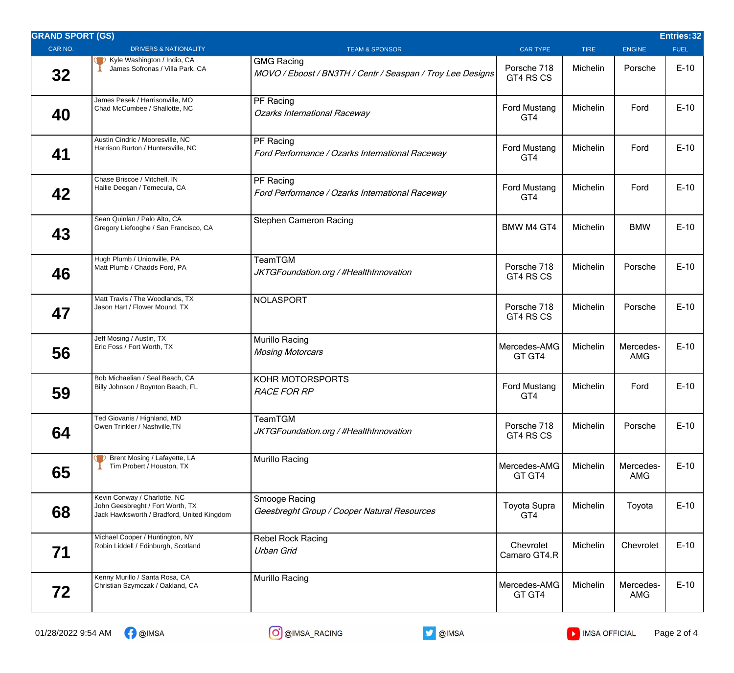| GRAND SPORT (GS) | | | | | | | Entries:32 |
|---|---|---|---|---|---|---|---|
| CAR NO. | DRIVERS & NATIONALITY | TEAM & SPONSOR | CAR TYPE | TIRE | ENGINE | FUEL | |
| 32 | Kyle Washington / Indio, CA<br>James Sofronas / Villa Park, CA | GMG Racing<br>*MOVO / Eboost / BN3TH / Centr / Seaspan / Troy Lee Designs* | Porsche 718 GT4 RS CS | Michelin | Porsche | E-10 | |
| 40 | James Pesek / Harrisonville, MO<br>Chad McCumbee / Shallotte, NC | PF Racing<br>*Ozarks International Raceway* | Ford Mustang GT4 | Michelin | Ford | E-10 | |
| 41 | Austin Cindric / Mooresville, NC<br>Harrison Burton / Huntersville, NC | PF Racing<br>*Ford Performance / Ozarks International Raceway* | Ford Mustang GT4 | Michelin | Ford | E-10 | |
| 42 | Chase Briscoe / Mitchell, IN<br>Hailie Deegan / Temecula, CA | PF Racing<br>*Ford Performance / Ozarks International Raceway* | Ford Mustang GT4 | Michelin | Ford | E-10 | |
| 43 | Sean Quinlan / Palo Alto, CA<br>Gregory Liefooghe / San Francisco, CA | Stephen Cameron Racing | BMW M4 GT4 | Michelin | BMW | E-10 | |
| 46 | Hugh Plumb / Unionville, PA<br>Matt Plumb / Chadds Ford, PA | TeamTGM<br>*JKTGFoundation.org / #HealthInnovation* | Porsche 718 GT4 RS CS | Michelin | Porsche | E-10 | |
| 47 | Matt Travis / The Woodlands, TX<br>Jason Hart / Flower Mound, TX | NOLASPORT | Porsche 718 GT4 RS CS | Michelin | Porsche | E-10 | |
| 56 | Jeff Mosing / Austin, TX<br>Eric Foss / Fort Worth, TX | Murillo Racing<br>*Mosing Motorcars* | Mercedes-AMG GT GT4 | Michelin | Mercedes-AMG | E-10 | |
| 59 | Bob Michaelian / Seal Beach, CA<br>Billy Johnson / Boynton Beach, FL | KOHR MOTORSPORTS<br>*RACE FOR RP* | Ford Mustang GT4 | Michelin | Ford | E-10 | |
| 64 | Ted Giovanis / Highland, MD<br>Owen Trinkler / Nashville,TN | TeamTGM<br>*JKTGFoundation.org / #HealthInnovation* | Porsche 718 GT4 RS CS | Michelin | Porsche | E-10 | |
| 65 | Brent Mosing / Lafayette, LA<br>Tim Probert / Houston, TX | Murillo Racing | Mercedes-AMG GT GT4 | Michelin | Mercedes-AMG | E-10 | |
| 68 | Kevin Conway / Charlotte, NC<br>John Geesbreght / Fort Worth, TX<br>Jack Hawksworth / Bradford, United Kingdom | Smooge Racing<br>*Geesbreght Group / Cooper Natural Resources* | Toyota Supra GT4 | Michelin | Toyota | E-10 | |
| 71 | Michael Cooper / Huntington, NY<br>Robin Liddell / Edinburgh, Scotland | Rebel Rock Racing<br>*Urban Grid* | Chevrolet Camaro GT4.R | Michelin | Chevrolet | E-10 | |
| 72 | Kenny Murillo / Santa Rosa, CA<br>Christian Szymczak / Oakland, CA | Murillo Racing | Mercedes-AMG GT GT4 | Michelin | Mercedes-AMG | E-10 | |

01/28/2022 9:54 AM @IMSA @IMSA_RACING @IMSA IMSA OFFICIAL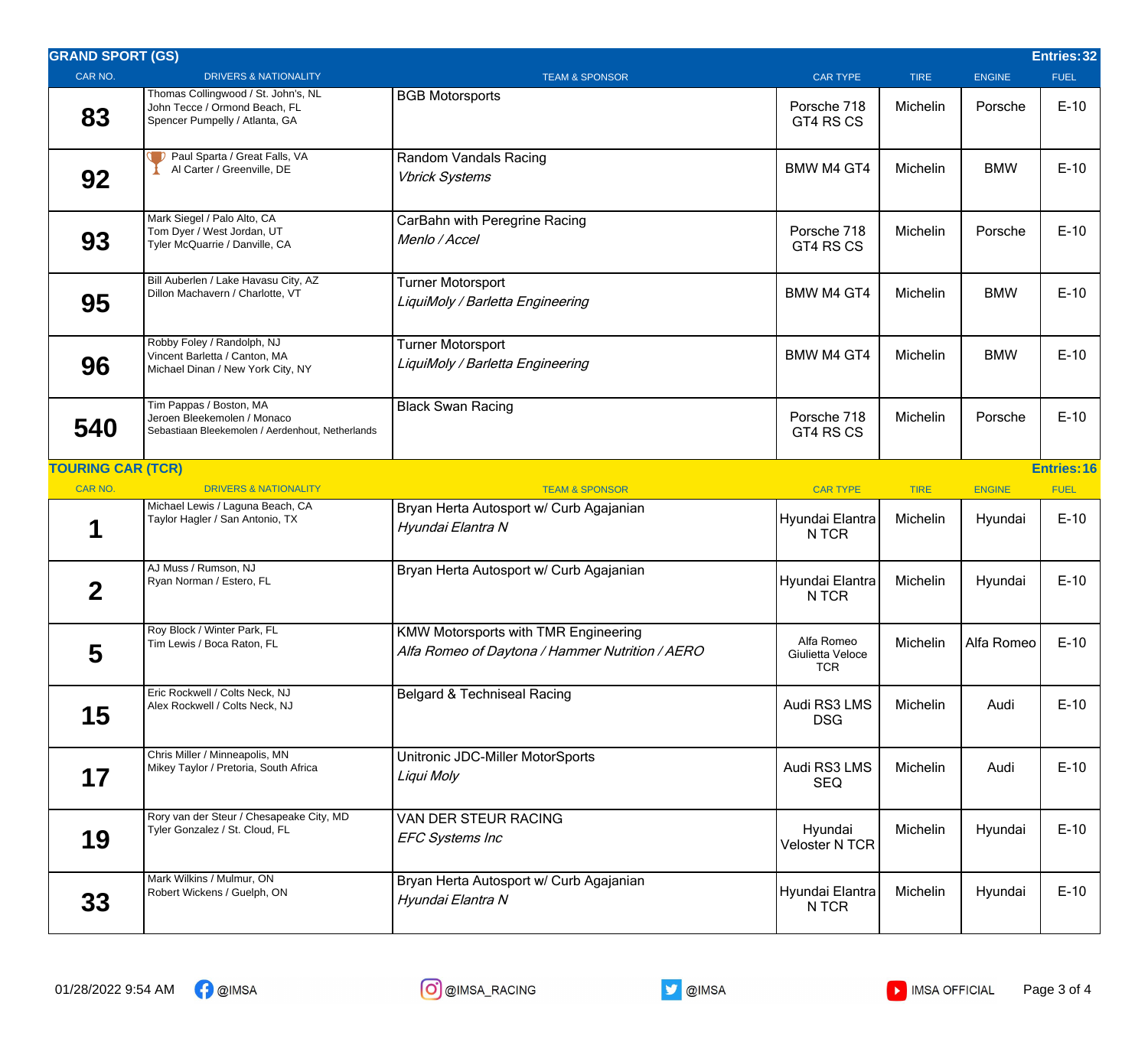## GRAND SPORT (GS)

**Entries: 32**

| CAR NO. | DRIVERS & NATIONALITY | TEAM & SPONSOR | CAR TYPE | TIRE | ENGINE | FUEL |
|---|---|---|---|---|---|---|
| 83 | Thomas Collingwood / St. John's, NL<br>John Tecce / Ormond Beach, FL<br>Spencer Pumpelly / Atlanta, GA | BGB Motorsports | Porsche 718 GT4 RS CS | Michelin | Porsche | E-10 |
| 92 | Paul Sparta / Great Falls, VA<br>Al Carter / Greenville, DE | Random Vandals Racing<br>*Vbrick Systems* | BMW M4 GT4 | Michelin | BMW | E-10 |
| 93 | Mark Siegel / Palo Alto, CA<br>Tom Dyer / West Jordan, UT<br>Tyler McQuarrie / Danville, CA | CarBahn with Peregrine Racing<br>*Menlo / Accel* | Porsche 718 GT4 RS CS | Michelin | Porsche | E-10 |
| 95 | Bill Auberlen / Lake Havasu City, AZ<br>Dillon Machavern / Charlotte, VT | Turner Motorsport<br>*LiquiMoly / Barletta Engineering* | BMW M4 GT4 | Michelin | BMW | E-10 |
| 96 | Robby Foley / Randolph, NJ<br>Vincent Barletta / Canton, MA<br>Michael Dinan / New York City, NY | Turner Motorsport<br>*LiquiMoly / Barletta Engineering* | BMW M4 GT4 | Michelin | BMW | E-10 |
| 540 | Tim Pappas / Boston, MA<br>Jeroen Bleekemolen / Monaco<br>Sebastiaan Bleekemolen / Aerdenhout, Netherlands | Black Swan Racing | Porsche 718 GT4 RS CS | Michelin | Porsche | E-10 |

## TOURING CAR (TCR)

**Entries: 16**

| CAR NO. | DRIVERS & NATIONALITY | TEAM & SPONSOR | CAR TYPE | TIRE | ENGINE | FUEL |
|---|---|---|---|---|---|---|
| 1 | Michael Lewis / Laguna Beach, CA<br>Taylor Hagler / San Antonio, TX | Bryan Herta Autosport w/ Curb Agajanian<br>*Hyundai Elantra N* | Hyundai Elantra N TCR | Michelin | Hyundai | E-10 |
| 2 | AJ Muss / Rumson, NJ<br>Ryan Norman / Estero, FL | Bryan Herta Autosport w/ Curb Agajanian | Hyundai Elantra N TCR | Michelin | Hyundai | E-10 |
| 5 | Roy Block / Winter Park, FL<br>Tim Lewis / Boca Raton, FL | KMW Motorsports with TMR Engineering<br>*Alfa Romeo of Daytona / Hammer Nutrition / AERO* | Alfa Romeo Giulietta Veloce TCR | Michelin | Alfa Romeo | E-10 |
| 15 | Eric Rockwell / Colts Neck, NJ<br>Alex Rockwell / Colts Neck, NJ | Belgard & Techniseal Racing | Audi RS3 LMS DSG | Michelin | Audi | E-10 |
| 17 | Chris Miller / Minneapolis, MN<br>Mikey Taylor / Pretoria, South Africa | Unitronic JDC-Miller MotorSports<br>*Liqui Moly* | Audi RS3 LMS SEQ | Michelin | Audi | E-10 |
| 19 | Rory van der Steur / Chesapeake City, MD<br>Tyler Gonzalez / St. Cloud, FL | VAN DER STEUR RACING<br>*EFC Systems Inc* | Hyundai Veloster N TCR | Michelin | Hyundai | E-10 |
| 33 | Mark Wilkins / Mulmur, ON<br>Robert Wickens / Guelph, ON | Bryan Herta Autosport w/ Curb Agajanian<br>*Hyundai Elantra N* | Hyundai Elantra N TCR | Michelin | Hyundai | E-10 |

01/28/2022 9:54 AM @IMSA @IMSA_RACING @IMSA IMSA OFFICIAL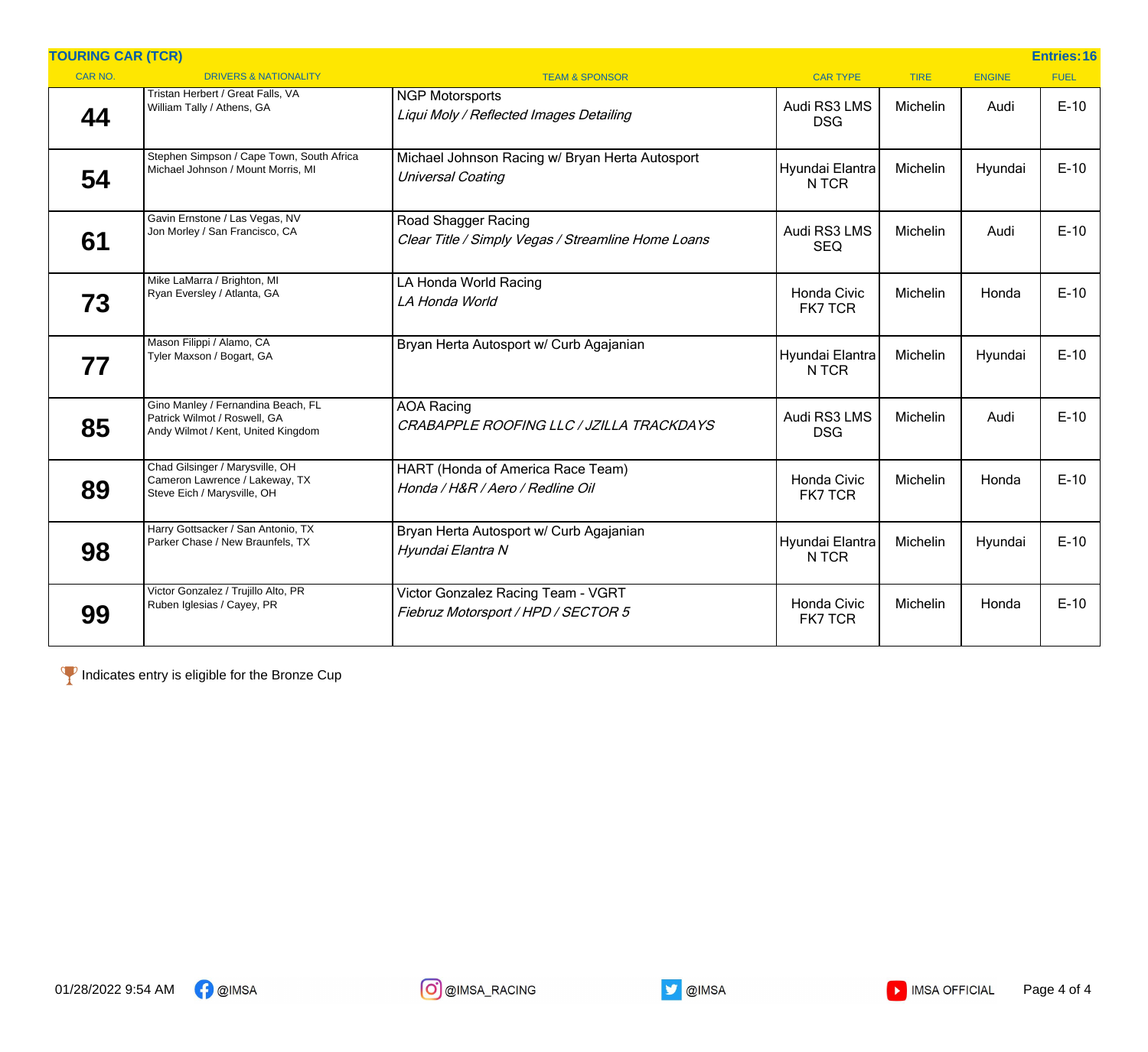## TOURING CAR (TCR)

Entries: 16

| CAR NO. | DRIVERS & NATIONALITY | TEAM & SPONSOR | CAR TYPE | TIRE | ENGINE | FUEL |
|---|---|---|---|---|---|---|
| 44 | Tristan Herbert / Great Falls, VA<br>William Tally / Athens, GA | NGP Motorsports<br>*Liqui Moly / Reflected Images Detailing* | Audi RS3 LMS DSG | Michelin | Audi | E-10 |
| 54 | Stephen Simpson / Cape Town, South Africa<br>Michael Johnson / Mount Morris, MI | Michael Johnson Racing w/ Bryan Herta Autosport<br>*Universal Coating* | Hyundai Elantra N TCR | Michelin | Hyundai | E-10 |
| 61 | Gavin Ernstone / Las Vegas, NV<br>Jon Morley / San Francisco, CA | Road Shagger Racing<br>*Clear Title / Simply Vegas / Streamline Home Loans* | Audi RS3 LMS SEQ | Michelin | Audi | E-10 |
| 73 | Mike LaMarra / Brighton, MI<br>Ryan Eversley / Atlanta, GA | LA Honda World Racing<br>*LA Honda World* | Honda Civic FK7 TCR | Michelin | Honda | E-10 |
| 77 | Mason Filippi / Alamo, CA<br>Tyler Maxson / Bogart, GA | Bryan Herta Autosport w/ Curb Agajanian | Hyundai Elantra N TCR | Michelin | Hyundai | E-10 |
| 85 | Gino Manley / Fernandina Beach, FL<br>Patrick Wilmot / Roswell, GA<br>Andy Wilmot / Kent, United Kingdom | AOA Racing<br>*CRABAPPLE ROOFING LLC / JZILLA TRACKDAYS* | Audi RS3 LMS DSG | Michelin | Audi | E-10 |
| 89 | Chad Gilsinger / Marysville, OH<br>Cameron Lawrence / Lakeway, TX<br>Steve Eich / Marysville, OH | HART (Honda of America Race Team)<br>*Honda / H&R / Aero / Redline Oil* | Honda Civic FK7 TCR | Michelin | Honda | E-10 |
| 98 | Harry Gottsacker / San Antonio, TX<br>Parker Chase / New Braunfels, TX | Bryan Herta Autosport w/ Curb Agajanian<br>*Hyundai Elantra N* | Hyundai Elantra N TCR | Michelin | Hyundai | E-10 |
| 99 | Victor Gonzalez / Trujillo Alto, PR<br>Ruben Iglesias / Cayey, PR | Victor Gonzalez Racing Team - VGRT<br>*Fiebruz Motorsport / HPD / SECTOR 5* | Honda Civic FK7 TCR | Michelin | Honda | E-10 |

🏆 Indicates entry is eligible for the Bronze Cup

01/28/2022 9:54 AM @IMSA @IMSA_RACING @IMSA IMSA OFFICIAL